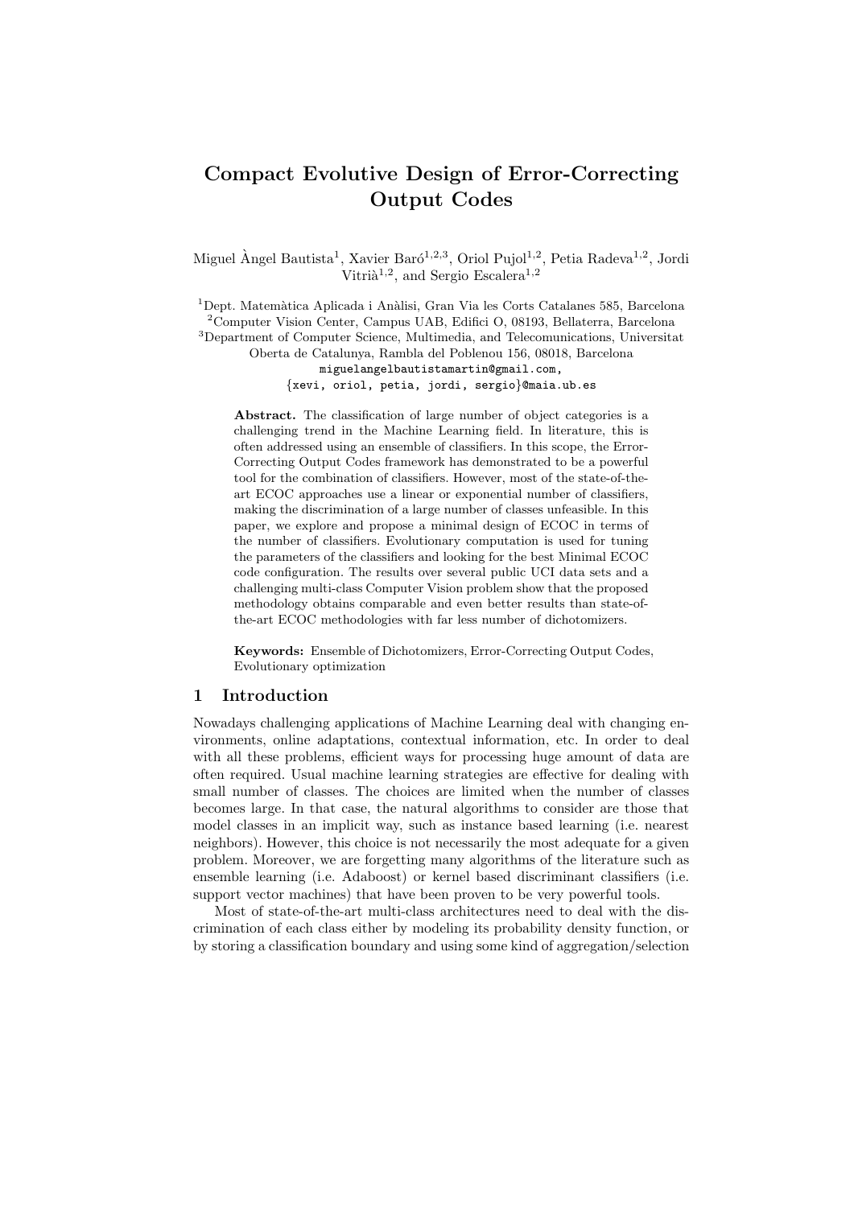# Compact Evolutive Design of Error-Correcting Output Codes

Miguel Àngel Bautista[1], Xavier Baró[1,2,3], Oriol Pujol[1,2], Petia Radeva[1,2], Jordi Vitrià[1,2], and Sergio Escalera[1,2]

[1]Dept. Matemàtica Aplicada i Anàlisi, Gran Via les Corts Catalanes 585, Barcelona
[2]Computer Vision Center, Campus UAB, Edifici O, 08193, Bellaterra, Barcelona
[3]Department of Computer Science, Multimedia, and Telecomunications, Universitat Oberta de Catalunya, Rambla del Poblenou 156, 08018, Barcelona

miguelangelbautistamartin@gmail.com,
{xevi, oriol, petia, jordi, sergio}@maia.ub.es

**Abstract.** The classification of large number of object categories is a challenging trend in the Machine Learning field. In literature, this is often addressed using an ensemble of classifiers. In this scope, the Error-Correcting Output Codes framework has demonstrated to be a powerful tool for the combination of classifiers. However, most of the state-of-the-art ECOC approaches use a linear or exponential number of classifiers, making the discrimination of a large number of classes unfeasible. In this paper, we explore and propose a minimal design of ECOC in terms of the number of classifiers. Evolutionary computation is used for tuning the parameters of the classifiers and looking for the best Minimal ECOC code configuration. The results over several public UCI data sets and a challenging multi-class Computer Vision problem show that the proposed methodology obtains comparable and even better results than state-of-the-art ECOC methodologies with far less number of dichotomizers.

**Keywords:** Ensemble of Dichotomizers, Error-Correcting Output Codes, Evolutionary optimization

## 1 Introduction

Nowadays challenging applications of Machine Learning deal with changing environments, online adaptations, contextual information, etc. In order to deal with all these problems, efficient ways for processing huge amount of data are often required. Usual machine learning strategies are effective for dealing with small number of classes. The choices are limited when the number of classes becomes large. In that case, the natural algorithms to consider are those that model classes in an implicit way, such as instance based learning (i.e. nearest neighbors). However, this choice is not necessarily the most adequate for a given problem. Moreover, we are forgetting many algorithms of the literature such as ensemble learning (i.e. Adaboost) or kernel based discriminant classifiers (i.e. support vector machines) that have been proven to be very powerful tools.

Most of state-of-the-art multi-class architectures need to deal with the discrimination of each class either by modeling its probability density function, or by storing a classification boundary and using some kind of aggregation/selection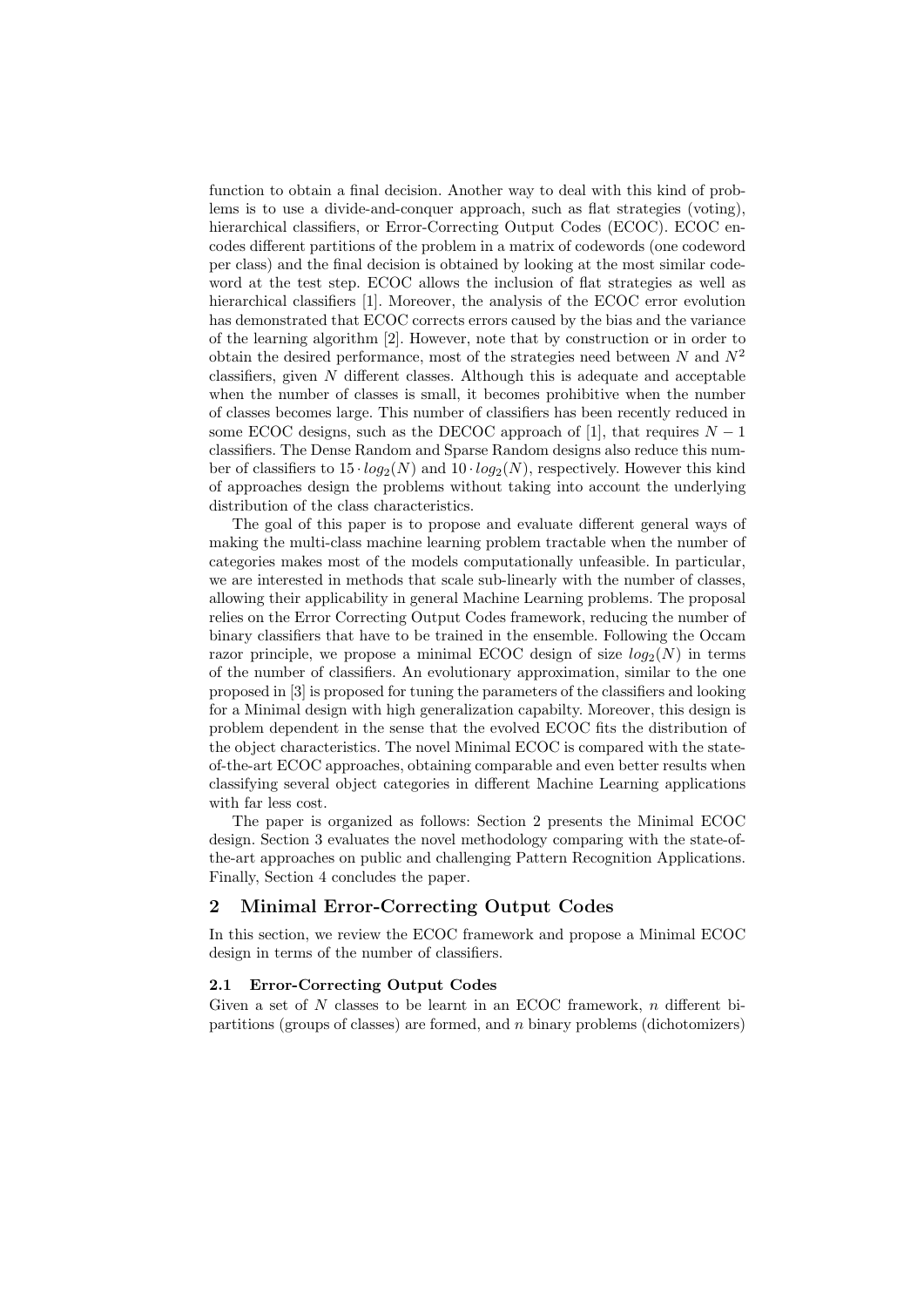function to obtain a final decision. Another way to deal with this kind of problems is to use a divide-and-conquer approach, such as flat strategies (voting), hierarchical classifiers, or Error-Correcting Output Codes (ECOC). ECOC encodes different partitions of the problem in a matrix of codewords (one codeword per class) and the final decision is obtained by looking at the most similar codeword at the test step. ECOC allows the inclusion of flat strategies as well as hierarchical classifiers [1]. Moreover, the analysis of the ECOC error evolution has demonstrated that ECOC corrects errors caused by the bias and the variance of the learning algorithm [2]. However, note that by construction or in order to obtain the desired performance, most of the strategies need between $N$ and $N^2$ classifiers, given $N$ different classes. Although this is adequate and acceptable when the number of classes is small, it becomes prohibitive when the number of classes becomes large. This number of classifiers has been recently reduced in some ECOC designs, such as the DECOC approach of [1], that requires $N-1$ classifiers. The Dense Random and Sparse Random designs also reduce this number of classifiers to $15 \cdot log_2(N)$ and $10 \cdot log_2(N)$, respectively. However this kind of approaches design the problems without taking into account the underlying distribution of the class characteristics.

The goal of this paper is to propose and evaluate different general ways of making the multi-class machine learning problem tractable when the number of categories makes most of the models computationally unfeasible. In particular, we are interested in methods that scale sub-linearly with the number of classes, allowing their applicability in general Machine Learning problems. The proposal relies on the Error Correcting Output Codes framework, reducing the number of binary classifiers that have to be trained in the ensemble. Following the Occam razor principle, we propose a minimal ECOC design of size $log_2(N)$ in terms of the number of classifiers. An evolutionary approximation, similar to the one proposed in [3] is proposed for tuning the parameters of the classifiers and looking for a Minimal design with high generalization capabilty. Moreover, this design is problem dependent in the sense that the evolved ECOC fits the distribution of the object characteristics. The novel Minimal ECOC is compared with the state-of-the-art ECOC approaches, obtaining comparable and even better results when classifying several object categories in different Machine Learning applications with far less cost.

The paper is organized as follows: Section 2 presents the Minimal ECOC design. Section 3 evaluates the novel methodology comparing with the state-of-the-art approaches on public and challenging Pattern Recognition Applications. Finally, Section 4 concludes the paper.

## 2 Minimal Error-Correcting Output Codes

In this section, we review the ECOC framework and propose a Minimal ECOC design in terms of the number of classifiers.

### 2.1 Error-Correcting Output Codes

Given a set of $N$ classes to be learnt in an ECOC framework, $n$ different bi-partitions (groups of classes) are formed, and $n$ binary problems (dichotomizers)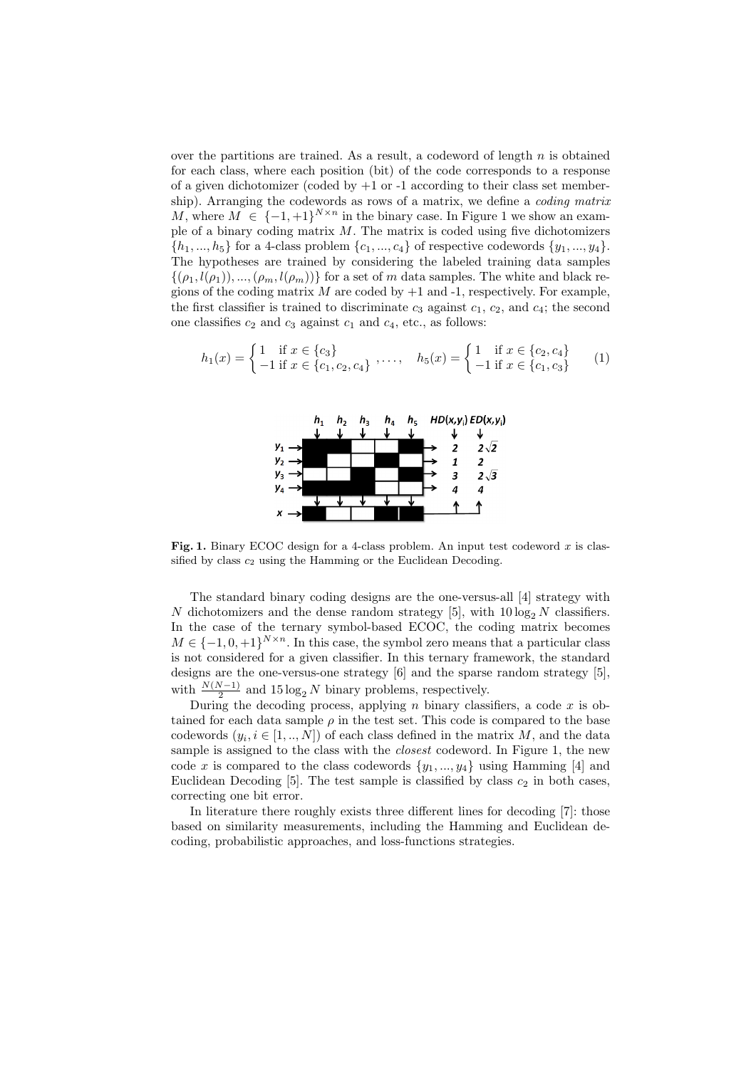over the partitions are trained. As a result, a codeword of length $n$ is obtained for each class, where each position (bit) of the code corresponds to a response of a given dichotomizer (coded by +1 or -1 according to their class set membership). Arranging the codewords as rows of a matrix, we define a *coding matrix* $M$, where $M \in \{-1, +1\}^{N \times n}$ in the binary case. In Figure 1 we show an example of a binary coding matrix $M$. The matrix is coded using five dichotomizers $\{h_1, ..., h_5\}$ for a 4-class problem $\{c_1, ..., c_4\}$ of respective codewords $\{y_1, ..., y_4\}$. The hypotheses are trained by considering the labeled training data samples $\{(\rho_1, l(\rho_1)), ..., (\rho_m, l(\rho_m))\}$ for a set of $m$ data samples. The white and black regions of the coding matrix $M$ are coded by +1 and -1, respectively. For example, the first classifier is trained to discriminate $c_3$ against $c_1$, $c_2$, and $c_4$; the second one classifies $c_2$ and $c_3$ against $c_1$ and $c_4$, etc., as follows:

$$h_1(x) = \begin{cases} 1 & \text{if } x \in \{c_3\} \\ -1 & \text{if } x \in \{c_1, c_2, c_4\} \end{cases}, \ldots, \quad h_5(x) = \begin{cases} 1 & \text{if } x \in \{c_2, c_4\} \\ -1 & \text{if } x \in \{c_1, c_3\} \end{cases} \qquad (1)$$

**Fig. 1.** Binary ECOC design for a 4-class problem. An input test codeword $x$ is classified by class $c_2$ using the Hamming or the Euclidean Decoding.

The standard binary coding designs are the one-versus-all [4] strategy with $N$ dichotomizers and the dense random strategy [5], with $10 \log_2 N$ classifiers. In the case of the ternary symbol-based ECOC, the coding matrix becomes $M \in \{-1, 0, +1\}^{N \times n}$. In this case, the symbol zero means that a particular class is not considered for a given classifier. In this ternary framework, the standard designs are the one-versus-one strategy [6] and the sparse random strategy [5], with $\frac{N(N-1)}{2}$ and $15 \log_2 N$ binary problems, respectively.

During the decoding process, applying $n$ binary classifiers, a code $x$ is obtained for each data sample $\rho$ in the test set. This code is compared to the base codewords ($y_i, i \in [1, .., N]$) of each class defined in the matrix $M$, and the data sample is assigned to the class with the *closest* codeword. In Figure 1, the new code $x$ is compared to the class codewords $\{y_1, ..., y_4\}$ using Hamming [4] and Euclidean Decoding [5]. The test sample is classified by class $c_2$ in both cases, correcting one bit error.

In literature there roughly exists three different lines for decoding [7]: those based on similarity measurements, including the Hamming and Euclidean decoding, probabilistic approaches, and loss-functions strategies.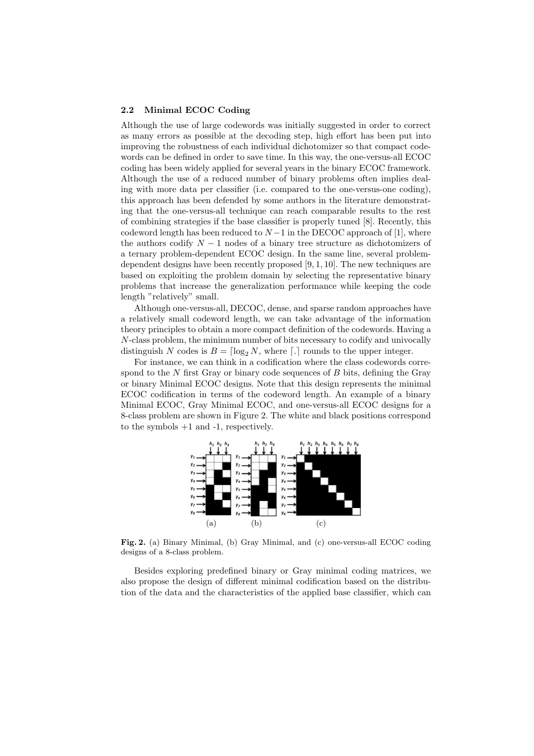### 2.2 Minimal ECOC Coding

Although the use of large codewords was initially suggested in order to correct as many errors as possible at the decoding step, high effort has been put into improving the robustness of each individual dichotomizer so that compact codewords can be defined in order to save time. In this way, the one-versus-all ECOC coding has been widely applied for several years in the binary ECOC framework. Although the use of a reduced number of binary problems often implies dealing with more data per classifier (i.e. compared to the one-versus-one coding), this approach has been defended by some authors in the literature demonstrating that the one-versus-all technique can reach comparable results to the rest of combining strategies if the base classifier is properly tuned [8]. Recently, this codeword length has been reduced to $N-1$ in the DECOC approach of [1], where the authors codify $N-1$ nodes of a binary tree structure as dichotomizers of a ternary problem-dependent ECOC design. In the same line, several problem-dependent designs have been recently proposed [9, 1, 10]. The new techniques are based on exploiting the problem domain by selecting the representative binary problems that increase the generalization performance while keeping the code length "relatively" small.

Although one-versus-all, DECOC, dense, and sparse random approaches have a relatively small codeword length, we can take advantage of the information theory principles to obtain a more compact definition of the codewords. Having a $N$-class problem, the minimum number of bits necessary to codify and univocally distinguish $N$ codes is $B = \lceil \log_2 N$, where $\lceil . \rceil$ rounds to the upper integer.

For instance, we can think in a codification where the class codewords correspond to the $N$ first Gray or binary code sequences of $B$ bits, defining the Gray or binary Minimal ECOC designs. Note that this design represents the minimal ECOC codification in terms of the codeword length. An example of a binary Minimal ECOC, Gray Minimal ECOC, and one-versus-all ECOC designs for a 8-class problem are shown in Figure 2. The white and black positions correspond to the symbols +1 and -1, respectively.

**Fig. 2.** (a) Binary Minimal, (b) Gray Minimal, and (c) one-versus-all ECOC coding designs of a 8-class problem.

Besides exploring predefined binary or Gray minimal coding matrices, we also propose the design of different minimal codification based on the distribution of the data and the characteristics of the applied base classifier, which can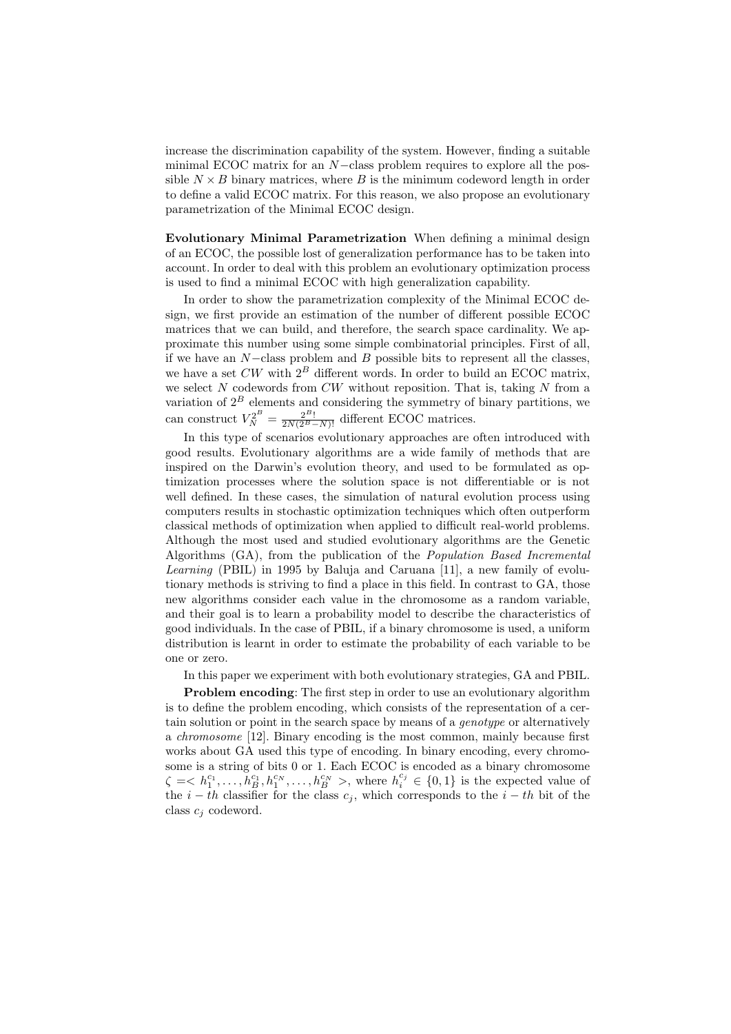increase the discrimination capability of the system. However, finding a suitable minimal ECOC matrix for an $N-$class problem requires to explore all the possible $N \times B$ binary matrices, where $B$ is the minimum codeword length in order to define a valid ECOC matrix. For this reason, we also propose an evolutionary parametrization of the Minimal ECOC design.

**Evolutionary Minimal Parametrization** When defining a minimal design of an ECOC, the possible lost of generalization performance has to be taken into account. In order to deal with this problem an evolutionary optimization process is used to find a minimal ECOC with high generalization capability.

In order to show the parametrization complexity of the Minimal ECOC design, we first provide an estimation of the number of different possible ECOC matrices that we can build, and therefore, the search space cardinality. We approximate this number using some simple combinatorial principles. First of all, if we have an $N-$class problem and $B$ possible bits to represent all the classes, we have a set $CW$ with $2^B$ different words. In order to build an ECOC matrix, we select $N$ codewords from $CW$ without reposition. That is, taking $N$ from a variation of $2^B$ elements and considering the symmetry of binary partitions, we can construct $V_N^{2^B} = \frac{2^B!}{2N(2^B-N)!}$ different ECOC matrices.

In this type of scenarios evolutionary approaches are often introduced with good results. Evolutionary algorithms are a wide family of methods that are inspired on the Darwin's evolution theory, and used to be formulated as optimization processes where the solution space is not differentiable or is not well defined. In these cases, the simulation of natural evolution process using computers results in stochastic optimization techniques which often outperform classical methods of optimization when applied to difficult real-world problems. Although the most used and studied evolutionary algorithms are the Genetic Algorithms (GA), from the publication of the *Population Based Incremental Learning* (PBIL) in 1995 by Baluja and Caruana [11], a new family of evolutionary methods is striving to find a place in this field. In contrast to GA, those new algorithms consider each value in the chromosome as a random variable, and their goal is to learn a probability model to describe the characteristics of good individuals. In the case of PBIL, if a binary chromosome is used, a uniform distribution is learnt in order to estimate the probability of each variable to be one or zero.

In this paper we experiment with both evolutionary strategies, GA and PBIL.

**Problem encoding**: The first step in order to use an evolutionary algorithm is to define the problem encoding, which consists of the representation of a certain solution or point in the search space by means of a *genotype* or alternatively a *chromosome* [12]. Binary encoding is the most common, mainly because first works about GA used this type of encoding. In binary encoding, every chromosome is a string of bits 0 or 1. Each ECOC is encoded as a binary chromosome $\zeta = < h_1^{c_1}, \ldots, h_B^{c_1}, h_1^{c_N}, \ldots, h_B^{c_N} >$, where $h_i^{c_j} \in \{0, 1\}$ is the expected value of the $i-th$ classifier for the class $c_j$, which corresponds to the $i-th$ bit of the class $c_j$ codeword.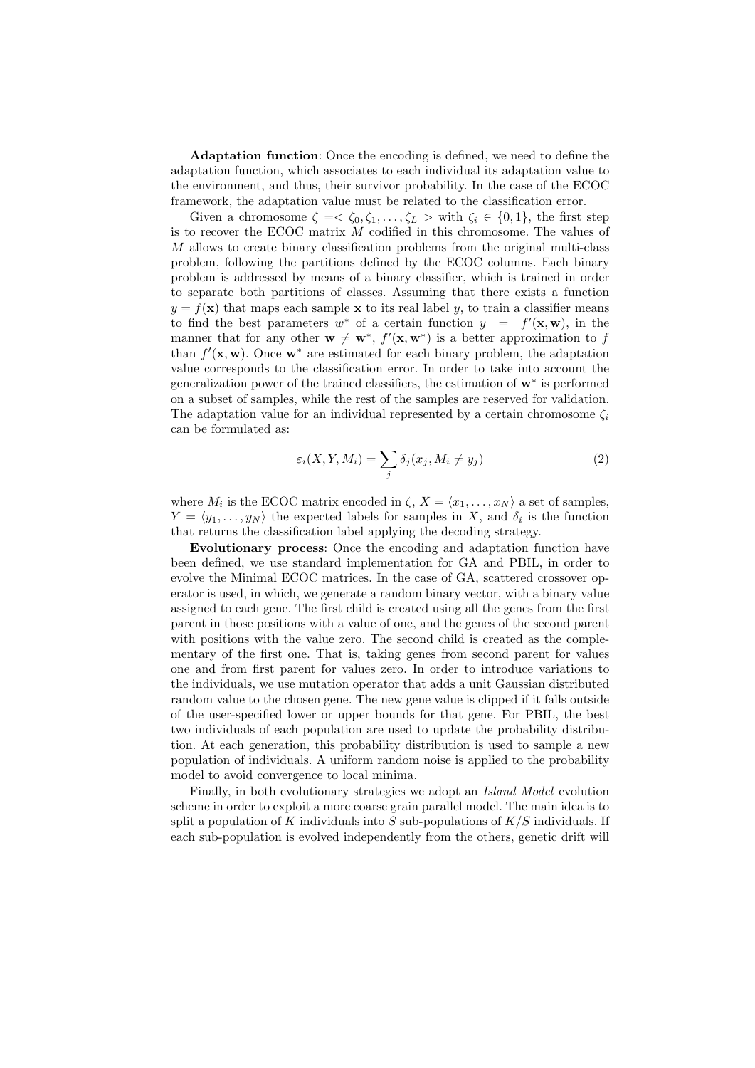**Adaptation function**: Once the encoding is defined, we need to define the adaptation function, which associates to each individual its adaptation value to the environment, and thus, their survivor probability. In the case of the ECOC framework, the adaptation value must be related to the classification error.

Given a chromosome $\zeta =< \zeta_0, \zeta_1, \ldots, \zeta_L >$ with $\zeta_i \in \{0, 1\}$, the first step is to recover the ECOC matrix $M$ codified in this chromosome. The values of $M$ allows to create binary classification problems from the original multi-class problem, following the partitions defined by the ECOC columns. Each binary problem is addressed by means of a binary classifier, which is trained in order to separate both partitions of classes. Assuming that there exists a function $y = f(\mathbf{x})$ that maps each sample $\mathbf{x}$ to its real label $y$, to train a classifier means to find the best parameters $w^*$ of a certain function $y = f'(\mathbf{x}, \mathbf{w})$, in the manner that for any other $\mathbf{w} \neq \mathbf{w}^*$, $f'(\mathbf{x}, \mathbf{w}^*)$ is a better approximation to $f$ than $f'(\mathbf{x}, \mathbf{w})$. Once $\mathbf{w}^*$ are estimated for each binary problem, the adaptation value corresponds to the classification error. In order to take into account the generalization power of the trained classifiers, the estimation of $\mathbf{w}^*$ is performed on a subset of samples, while the rest of the samples are reserved for validation. The adaptation value for an individual represented by a certain chromosome $\zeta_i$ can be formulated as:

$$\varepsilon_i(X, Y, M_i) = \sum_j \delta_j(x_j, M_i \neq y_j) \tag{2}$$

where $M_i$ is the ECOC matrix encoded in $\zeta$, $X = \langle x_1, \ldots, x_N \rangle$ a set of samples, $Y = \langle y_1, \ldots, y_N \rangle$ the expected labels for samples in $X$, and $\delta_i$ is the function that returns the classification label applying the decoding strategy.

**Evolutionary process**: Once the encoding and adaptation function have been defined, we use standard implementation for GA and PBIL, in order to evolve the Minimal ECOC matrices. In the case of GA, scattered crossover operator is used, in which, we generate a random binary vector, with a binary value assigned to each gene. The first child is created using all the genes from the first parent in those positions with a value of one, and the genes of the second parent with positions with the value zero. The second child is created as the complementary of the first one. That is, taking genes from second parent for values one and from first parent for values zero. In order to introduce variations to the individuals, we use mutation operator that adds a unit Gaussian distributed random value to the chosen gene. The new gene value is clipped if it falls outside of the user-specified lower or upper bounds for that gene. For PBIL, the best two individuals of each population are used to update the probability distribution. At each generation, this probability distribution is used to sample a new population of individuals. A uniform random noise is applied to the probability model to avoid convergence to local minima.

Finally, in both evolutionary strategies we adopt an *Island Model* evolution scheme in order to exploit a more coarse grain parallel model. The main idea is to split a population of $K$ individuals into $S$ sub-populations of $K/S$ individuals. If each sub-population is evolved independently from the others, genetic drift will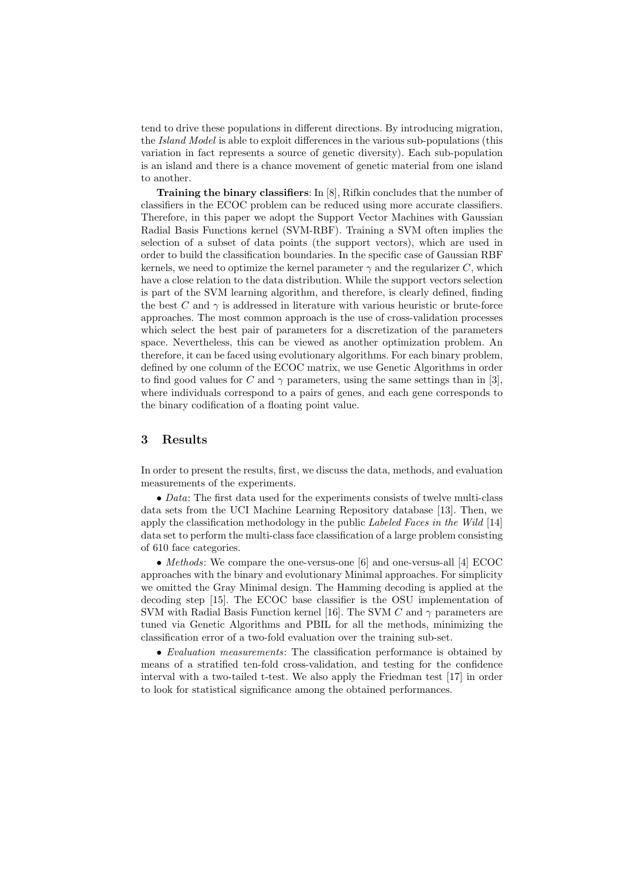tend to drive these populations in different directions. By introducing migration, the *Island Model* is able to exploit differences in the various sub-populations (this variation in fact represents a source of genetic diversity). Each sub-population is an island and there is a chance movement of genetic material from one island to another.

**Training the binary classifiers**: In [8], Rifkin concludes that the number of classifiers in the ECOC problem can be reduced using more accurate classifiers. Therefore, in this paper we adopt the Support Vector Machines with Gaussian Radial Basis Functions kernel (SVM-RBF). Training a SVM often implies the selection of a subset of data points (the support vectors), which are used in order to build the classification boundaries. In the specific case of Gaussian RBF kernels, we need to optimize the kernel parameter $\gamma$ and the regularizer $C$, which have a close relation to the data distribution. While the support vectors selection is part of the SVM learning algorithm, and therefore, is clearly defined, finding the best $C$ and $\gamma$ is addressed in literature with various heuristic or brute-force approaches. The most common approach is the use of cross-validation processes which select the best pair of parameters for a discretization of the parameters space. Nevertheless, this can be viewed as another optimization problem. An therefore, it can be faced using evolutionary algorithms. For each binary problem, defined by one column of the ECOC matrix, we use Genetic Algorithms in order to find good values for $C$ and $\gamma$ parameters, using the same settings than in [3], where individuals correspond to a pairs of genes, and each gene corresponds to the binary codification of a floating point value.

## 3 Results

In order to present the results, first, we discuss the data, methods, and evaluation measurements of the experiments.

• *Data*: The first data used for the experiments consists of twelve multi-class data sets from the UCI Machine Learning Repository database [13]. Then, we apply the classification methodology in the public *Labeled Faces in the Wild* [14] data set to perform the multi-class face classification of a large problem consisting of 610 face categories.

• *Methods*: We compare the one-versus-one [6] and one-versus-all [4] ECOC approaches with the binary and evolutionary Minimal approaches. For simplicity we omitted the Gray Minimal design. The Hamming decoding is applied at the decoding step [15]. The ECOC base classifier is the OSU implementation of SVM with Radial Basis Function kernel [16]. The SVM $C$ and $\gamma$ parameters are tuned via Genetic Algorithms and PBIL for all the methods, minimizing the classification error of a two-fold evaluation over the training sub-set.

• *Evaluation measurements*: The classification performance is obtained by means of a stratified ten-fold cross-validation, and testing for the confidence interval with a two-tailed t-test. We also apply the Friedman test [17] in order to look for statistical significance among the obtained performances.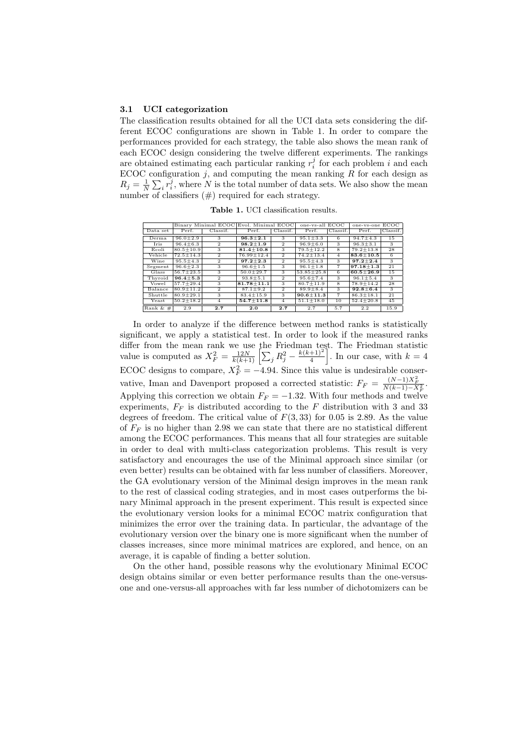### 3.1 UCI categorization

The classification results obtained for all the UCI data sets considering the different ECOC configurations are shown in Table 1. In order to compare the performances provided for each strategy, the table also shows the mean rank of each ECOC design considering the twelve different experiments. The rankings are obtained estimating each particular ranking $r_i^j$ for each problem $i$ and each ECOC configuration $j$, and computing the mean ranking $R$ for each design as $R_j = \frac{1}{N}\sum_i r_i^j$, where $N$ is the total number of data sets. We also show the mean number of classifiers (#) required for each strategy.

**Table 1.** UCI classification results.

| | Binary Minimal ECOC | | Evol. Minimal ECOC | | one-vs-all ECOC | | one-vs-one ECOC | |
|---|---|---|---|---|---|---|---|---|
| Data set | Perf. | Classif. | Perf. | Classif. | Perf. | Classif. | Perf. | Classif. |
| Derma | 96.0±2.9 | 3 | **96.3±2.1** | 3 | 95.1±3.3 | 6 | 94.7±4.3 | 15 |
| Iris | 96.4±6.3 | 2 | **98.2±1.9** | 2 | 96.9±6.0 | 3 | 96.3±3.1 | 3 |
| Ecoli | 80.5±10.9 | 3 | **81.4±10.8** | 3 | 79.5±12.2 | 8 | 79.2±13.8 | 28 |
| Vehicle | 72.5±14.3 | 2 | 76.99±12.4 | 2 | 74.2±13.4 | 4 | **83.6±10.5** | 6 |
| Wine | 95.5±4.3 | 2 | **97.2±2.3** | 2 | 95.5±4.3 | 3 | **97.2±2.4** | 3 |
| Segment | 96.6±2.3 | 3 | 96.6±1.5 | 3 | 96.1±1.8 | 7 | **97.18±1.3** | 21 |
| Glass | 56.7±23.5 | 3 | 50.0±29.7 | 3 | 53.85±25.8 | 6 | **60.5±26.9** | 15 |
| Thyroid | **96.4±5.3** | 2 | 93.8±5.1 | 2 | 95.6±7.4 | 3 | 96.1±5.4 | 3 |
| Vowel | 57.7±29.4 | 3 | **81.78±11.1** | 3 | 80.7±11.9 | 8 | 78.9±14.2 | 28 |
| Balance | 80.9±11.2 | 2 | 87.1±9.2 | 2 | 89.9±8.4 | 3 | **92.8±6.4** | 3 |
| Shuttle | 80.9±29.1 | 3 | 83.4±15.9 | 3 | **90.6±11.3** | 7 | 86.3±18.1 | 21 |
| Yeast | 50.2±18.2 | 4 | **54.7±11.8** | 4 | 51.1±18.0 | 10 | 52.4±20.8 | 45 |
| Rank & # | 2.9 | **2.7** | **2.0** | **2.7** | 2.7 | 5.7 | 2.2 | 15.9 |

In order to analyze if the difference between method ranks is statistically significant, we apply a statistical test. In order to look if the measured ranks differ from the mean rank we use the Friedman test. The Friedman statistic value is computed as $X_F^2 = \frac{12N}{k(k+1)}\left[\sum_j R_j^2 - \frac{k(k+1)^2}{4}\right]$. In our case, with $k = 4$ ECOC designs to compare, $X_F^2 = -4.94$. Since this value is undesirable conservative, Iman and Davenport proposed a corrected statistic: $F_F = \frac{(N-1)X_F^2}{N(k-1)-X_F^2}$. Applying this correction we obtain $F_F = -1.32$. With four methods and twelve experiments, $F_F$ is distributed according to the $F$ distribution with 3 and 33 degrees of freedom. The critical value of $F(3, 33)$ for 0.05 is 2.89. As the value of $F_F$ is no higher than 2.98 we can state that there are no statistical different among the ECOC performances. This means that all four strategies are suitable in order to deal with multi-class categorization problems. This result is very satisfactory and encourages the use of the Minimal approach since similar (or even better) results can be obtained with far less number of classifiers. Moreover, the GA evolutionary version of the Minimal design improves in the mean rank to the rest of classical coding strategies, and in most cases outperforms the binary Minimal approach in the present experiment. This result is expected since the evolutionary version looks for a minimal ECOC matrix configuration that minimizes the error over the training data. In particular, the advantage of the evolutionary version over the binary one is more significant when the number of classes increases, since more minimal matrices are explored, and hence, on an average, it is capable of finding a better solution.

On the other hand, possible reasons why the evolutionary Minimal ECOC design obtains similar or even better performance results than the one-versus-one and one-versus-all approaches with far less number of dichotomizers can be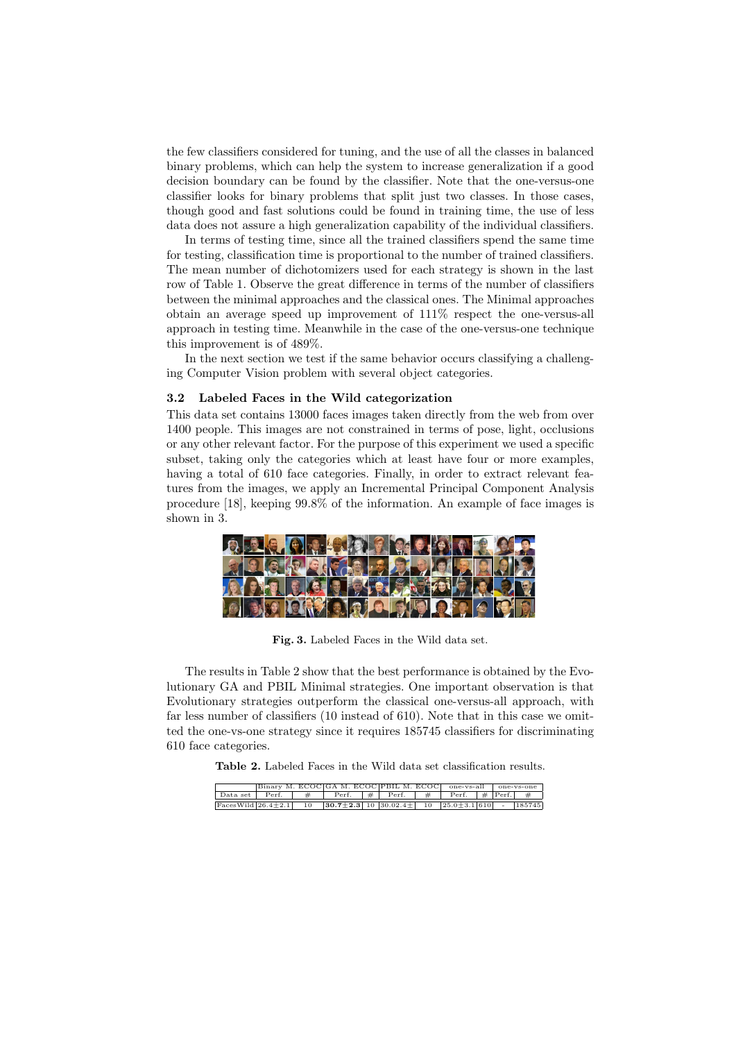the few classifiers considered for tuning, and the use of all the classes in balanced binary problems, which can help the system to increase generalization if a good decision boundary can be found by the classifier. Note that the one-versus-one classifier looks for binary problems that split just two classes. In those cases, though good and fast solutions could be found in training time, the use of less data does not assure a high generalization capability of the individual classifiers.

In terms of testing time, since all the trained classifiers spend the same time for testing, classification time is proportional to the number of trained classifiers. The mean number of dichotomizers used for each strategy is shown in the last row of Table 1. Observe the great difference in terms of the number of classifiers between the minimal approaches and the classical ones. The Minimal approaches obtain an average speed up improvement of 111% respect the one-versus-all approach in testing time. Meanwhile in the case of the one-versus-one technique this improvement is of 489%.

In the next section we test if the same behavior occurs classifying a challenging Computer Vision problem with several object categories.

### 3.2 Labeled Faces in the Wild categorization

This data set contains 13000 faces images taken directly from the web from over 1400 people. This images are not constrained in terms of pose, light, occlusions or any other relevant factor. For the purpose of this experiment we used a specific subset, taking only the categories which at least have four or more examples, having a total of 610 face categories. Finally, in order to extract relevant features from the images, we apply an Incremental Principal Component Analysis procedure [18], keeping 99.8% of the information. An example of face images is shown in 3.

**Fig. 3.** Labeled Faces in the Wild data set.

The results in Table 2 show that the best performance is obtained by the Evolutionary GA and PBIL Minimal strategies. One important observation is that Evolutionary strategies outperform the classical one-versus-all approach, with far less number of classifiers (10 instead of 610). Note that in this case we omitted the one-vs-one strategy since it requires 185745 classifiers for discriminating 610 face categories.

**Table 2.** Labeled Faces in the Wild data set classification results.

| | Binary M. ECOC | | GA M. ECOC | | PBIL M. ECOC | | one-vs-all | | one-vs-one | |
|---|---|---|---|---|---|---|---|---|---|---|
| Data set | Perf. | # | Perf. | # | Perf. | # | Perf. | # | Perf. | # |
| FacesWild | 26.4±2.1 | 10 | **30.7±2.3** | 10 | 30.02.4± | 10 | 25.0±3.1 | 610 | - | 185745 |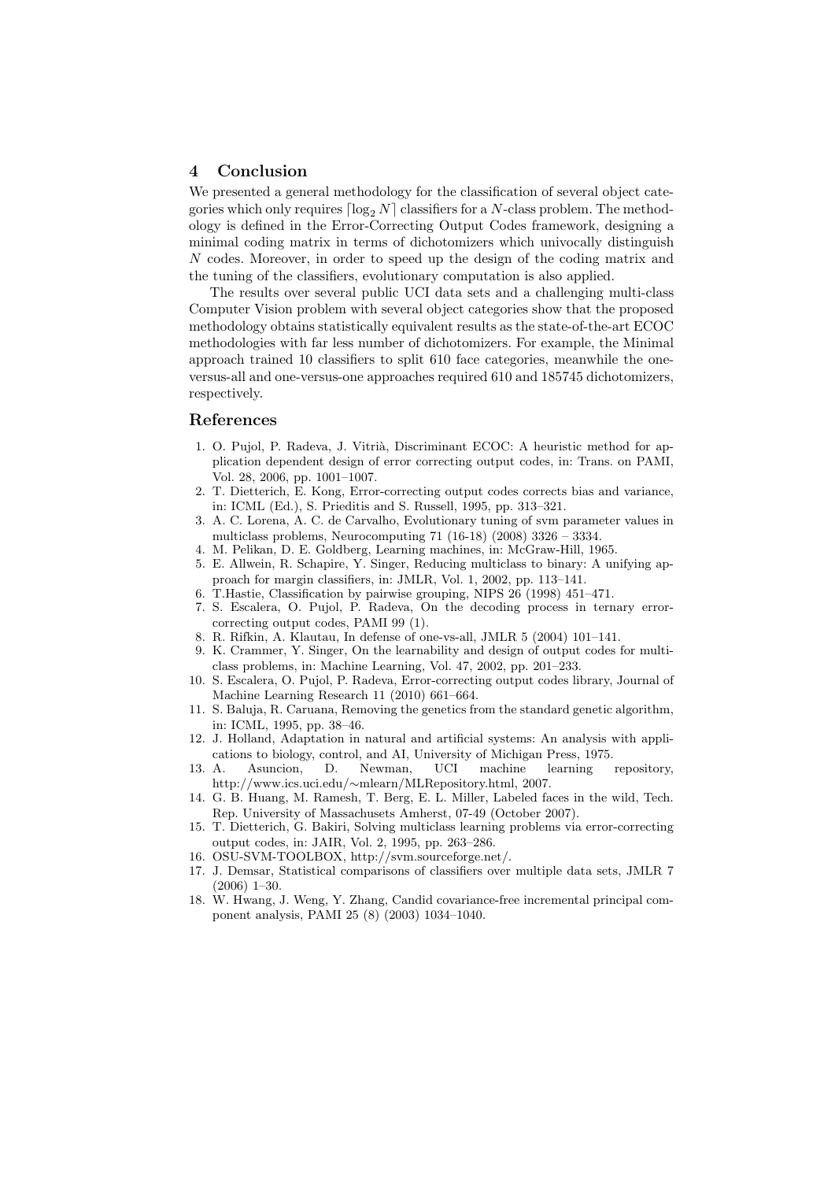## 4 Conclusion

We presented a general methodology for the classification of several object categories which only requires $\lceil \log_2 N \rceil$ classifiers for a $N$-class problem. The methodology is defined in the Error-Correcting Output Codes framework, designing a minimal coding matrix in terms of dichotomizers which univocally distinguish $N$ codes. Moreover, in order to speed up the design of the coding matrix and the tuning of the classifiers, evolutionary computation is also applied.

The results over several public UCI data sets and a challenging multi-class Computer Vision problem with several object categories show that the proposed methodology obtains statistically equivalent results as the state-of-the-art ECOC methodologies with far less number of dichotomizers. For example, the Minimal approach trained 10 classifiers to split 610 face categories, meanwhile the one-versus-all and one-versus-one approaches required 610 and 185745 dichotomizers, respectively.

## References

1. O. Pujol, P. Radeva, J. Vitrià, Discriminant ECOC: A heuristic method for application dependent design of error correcting output codes, in: Trans. on PAMI, Vol. 28, 2006, pp. 1001–1007.
2. T. Dietterich, E. Kong, Error-correcting output codes corrects bias and variance, in: ICML (Ed.), S. Prieditis and S. Russell, 1995, pp. 313–321.
3. A. C. Lorena, A. C. de Carvalho, Evolutionary tuning of svm parameter values in multiclass problems, Neurocomputing 71 (16-18) (2008) 3326 – 3334.
4. M. Pelikan, D. E. Goldberg, Learning machines, in: McGraw-Hill, 1965.
5. E. Allwein, R. Schapire, Y. Singer, Reducing multiclass to binary: A unifying approach for margin classifiers, in: JMLR, Vol. 1, 2002, pp. 113–141.
6. T.Hastie, Classification by pairwise grouping, NIPS 26 (1998) 451–471.
7. S. Escalera, O. Pujol, P. Radeva, On the decoding process in ternary error-correcting output codes, PAMI 99 (1).
8. R. Rifkin, A. Klautau, In defense of one-vs-all, JMLR 5 (2004) 101–141.
9. K. Crammer, Y. Singer, On the learnability and design of output codes for multiclass problems, in: Machine Learning, Vol. 47, 2002, pp. 201–233.
10. S. Escalera, O. Pujol, P. Radeva, Error-correcting output codes library, Journal of Machine Learning Research 11 (2010) 661–664.
11. S. Baluja, R. Caruana, Removing the genetics from the standard genetic algorithm, in: ICML, 1995, pp. 38–46.
12. J. Holland, Adaptation in natural and artificial systems: An analysis with applications to biology, control, and AI, University of Michigan Press, 1975.
13. A. Asuncion, D. Newman, UCI machine learning repository, http://www.ics.uci.edu/∼mlearn/MLRepository.html, 2007.
14. G. B. Huang, M. Ramesh, T. Berg, E. L. Miller, Labeled faces in the wild, Tech. Rep. University of Massachusets Amherst, 07-49 (October 2007).
15. T. Dietterich, G. Bakiri, Solving multiclass learning problems via error-correcting output codes, in: JAIR, Vol. 2, 1995, pp. 263–286.
16. OSU-SVM-TOOLBOX, http://svm.sourceforge.net/.
17. J. Demsar, Statistical comparisons of classifiers over multiple data sets, JMLR 7 (2006) 1–30.
18. W. Hwang, J. Weng, Y. Zhang, Candid covariance-free incremental principal component analysis, PAMI 25 (8) (2003) 1034–1040.